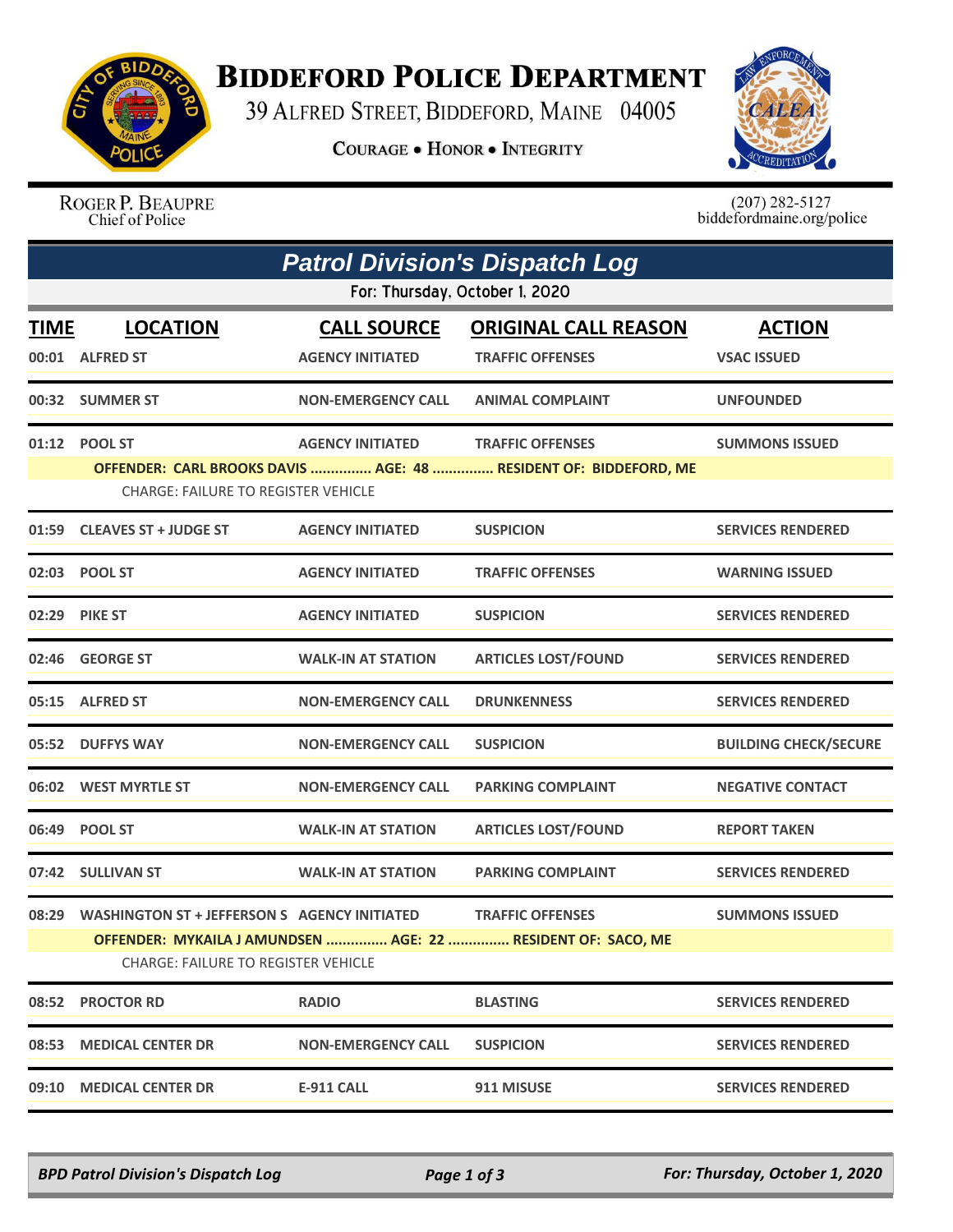# Biddeford Police Department

39 Alfred Street, Biddeford, Maine 04005

**Courage • Honor • Integrity**

Roger P. Beaupre
Chief of Police

(207) 282-5127
biddefordmaine.org/police

## Patrol Division's Dispatch Log

For: Thursday, October 1, 2020

| TIME | LOCATION | CALL SOURCE | ORIGINAL CALL REASON | ACTION |
|---|---|---|---|---|
| 00:01 | ALFRED ST | AGENCY INITIATED | TRAFFIC OFFENSES | VSAC ISSUED |
| 00:32 | SUMMER ST | NON-EMERGENCY CALL | ANIMAL COMPLAINT | UNFOUNDED |
| 01:12 | POOL ST | AGENCY INITIATED | TRAFFIC OFFENSES | SUMMONS ISSUED |
| | OFFENDER: CARL BROOKS DAVIS ............... AGE: 48 ............... RESIDENT OF: BIDDEFORD, ME | | | |
| | CHARGE: FAILURE TO REGISTER VEHICLE | | | |
| 01:59 | CLEAVES ST + JUDGE ST | AGENCY INITIATED | SUSPICION | SERVICES RENDERED |
| 02:03 | POOL ST | AGENCY INITIATED | TRAFFIC OFFENSES | WARNING ISSUED |
| 02:29 | PIKE ST | AGENCY INITIATED | SUSPICION | SERVICES RENDERED |
| 02:46 | GEORGE ST | WALK-IN AT STATION | ARTICLES LOST/FOUND | SERVICES RENDERED |
| 05:15 | ALFRED ST | NON-EMERGENCY CALL | DRUNKENNESS | SERVICES RENDERED |
| 05:52 | DUFFYS WAY | NON-EMERGENCY CALL | SUSPICION | BUILDING CHECK/SECURE |
| 06:02 | WEST MYRTLE ST | NON-EMERGENCY CALL | PARKING COMPLAINT | NEGATIVE CONTACT |
| 06:49 | POOL ST | WALK-IN AT STATION | ARTICLES LOST/FOUND | REPORT TAKEN |
| 07:42 | SULLIVAN ST | WALK-IN AT STATION | PARKING COMPLAINT | SERVICES RENDERED |
| 08:29 | WASHINGTON ST + JEFFERSON S | AGENCY INITIATED | TRAFFIC OFFENSES | SUMMONS ISSUED |
| | OFFENDER: MYKAILA J AMUNDSEN ............... AGE: 22 ............... RESIDENT OF: SACO, ME | | | |
| | CHARGE: FAILURE TO REGISTER VEHICLE | | | |
| 08:52 | PROCTOR RD | RADIO | BLASTING | SERVICES RENDERED |
| 08:53 | MEDICAL CENTER DR | NON-EMERGENCY CALL | SUSPICION | SERVICES RENDERED |
| 09:10 | MEDICAL CENTER DR | E-911 CALL | 911 MISUSE | SERVICES RENDERED |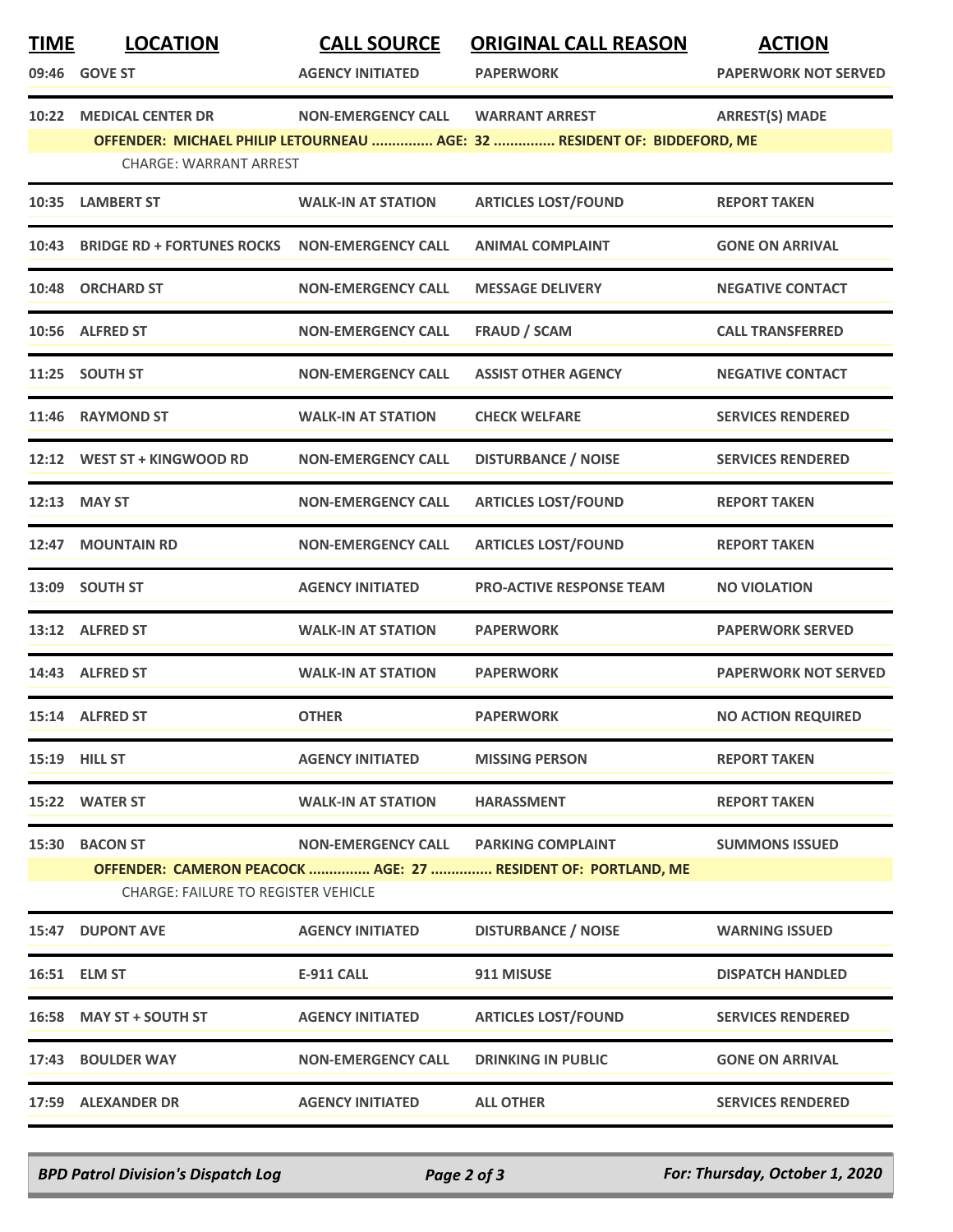| TIME | LOCATION | CALL SOURCE | ORIGINAL CALL REASON | ACTION |
|---|---|---|---|---|
| 09:46 | GOVE ST | AGENCY INITIATED | PAPERWORK | PAPERWORK NOT SERVED |
| 10:22 | MEDICAL CENTER DR | NON-EMERGENCY CALL | WARRANT ARREST | ARREST(S) MADE |
| | OFFENDER: MICHAEL PHILIP LETOURNEAU ............... AGE: 32 ............... RESIDENT OF: BIDDEFORD, ME | | | |
| | CHARGE: WARRANT ARREST | | | |
| 10:35 | LAMBERT ST | WALK-IN AT STATION | ARTICLES LOST/FOUND | REPORT TAKEN |
| 10:43 | BRIDGE RD + FORTUNES ROCKS | NON-EMERGENCY CALL | ANIMAL COMPLAINT | GONE ON ARRIVAL |
| 10:48 | ORCHARD ST | NON-EMERGENCY CALL | MESSAGE DELIVERY | NEGATIVE CONTACT |
| 10:56 | ALFRED ST | NON-EMERGENCY CALL | FRAUD / SCAM | CALL TRANSFERRED |
| 11:25 | SOUTH ST | NON-EMERGENCY CALL | ASSIST OTHER AGENCY | NEGATIVE CONTACT |
| 11:46 | RAYMOND ST | WALK-IN AT STATION | CHECK WELFARE | SERVICES RENDERED |
| 12:12 | WEST ST + KINGWOOD RD | NON-EMERGENCY CALL | DISTURBANCE / NOISE | SERVICES RENDERED |
| 12:13 | MAY ST | NON-EMERGENCY CALL | ARTICLES LOST/FOUND | REPORT TAKEN |
| 12:47 | MOUNTAIN RD | NON-EMERGENCY CALL | ARTICLES LOST/FOUND | REPORT TAKEN |
| 13:09 | SOUTH ST | AGENCY INITIATED | PRO-ACTIVE RESPONSE TEAM | NO VIOLATION |
| 13:12 | ALFRED ST | WALK-IN AT STATION | PAPERWORK | PAPERWORK SERVED |
| 14:43 | ALFRED ST | WALK-IN AT STATION | PAPERWORK | PAPERWORK NOT SERVED |
| 15:14 | ALFRED ST | OTHER | PAPERWORK | NO ACTION REQUIRED |
| 15:19 | HILL ST | AGENCY INITIATED | MISSING PERSON | REPORT TAKEN |
| 15:22 | WATER ST | WALK-IN AT STATION | HARASSMENT | REPORT TAKEN |
| 15:30 | BACON ST | NON-EMERGENCY CALL | PARKING COMPLAINT | SUMMONS ISSUED |
| | OFFENDER: CAMERON PEACOCK ............... AGE: 27 ............... RESIDENT OF: PORTLAND, ME | | | |
| | CHARGE: FAILURE TO REGISTER VEHICLE | | | |
| 15:47 | DUPONT AVE | AGENCY INITIATED | DISTURBANCE / NOISE | WARNING ISSUED |
| 16:51 | ELM ST | E-911 CALL | 911 MISUSE | DISPATCH HANDLED |
| 16:58 | MAY ST + SOUTH ST | AGENCY INITIATED | ARTICLES LOST/FOUND | SERVICES RENDERED |
| 17:43 | BOULDER WAY | NON-EMERGENCY CALL | DRINKING IN PUBLIC | GONE ON ARRIVAL |
| 17:59 | ALEXANDER DR | AGENCY INITIATED | ALL OTHER | SERVICES RENDERED |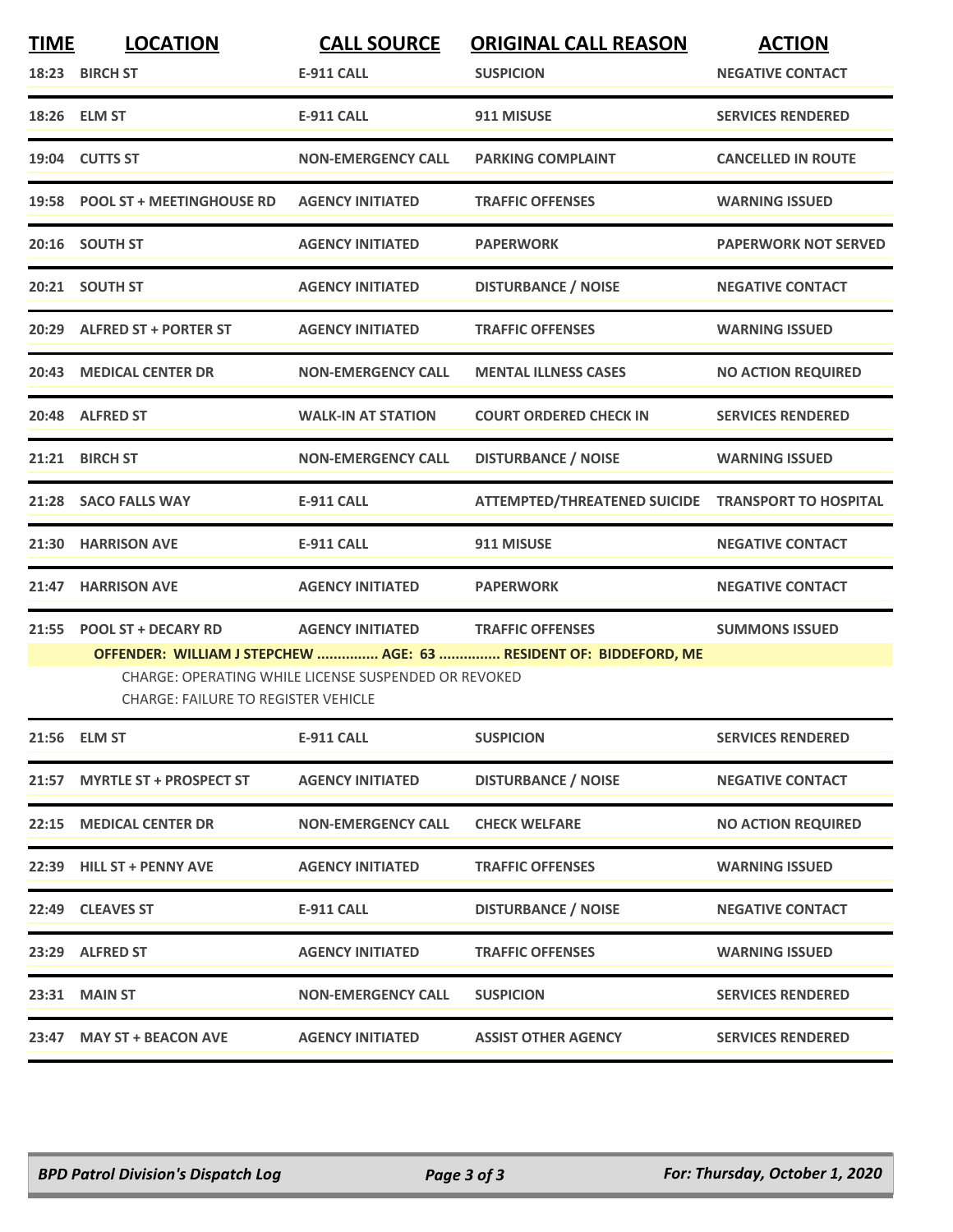| TIME | LOCATION | CALL SOURCE | ORIGINAL CALL REASON | ACTION |
|---|---|---|---|---|
| 18:23 | BIRCH ST | E-911 CALL | SUSPICION | NEGATIVE CONTACT |
| 18:26 | ELM ST | E-911 CALL | 911 MISUSE | SERVICES RENDERED |
| 19:04 | CUTTS ST | NON-EMERGENCY CALL | PARKING COMPLAINT | CANCELLED IN ROUTE |
| 19:58 | POOL ST + MEETINGHOUSE RD | AGENCY INITIATED | TRAFFIC OFFENSES | WARNING ISSUED |
| 20:16 | SOUTH ST | AGENCY INITIATED | PAPERWORK | PAPERWORK NOT SERVED |
| 20:21 | SOUTH ST | AGENCY INITIATED | DISTURBANCE / NOISE | NEGATIVE CONTACT |
| 20:29 | ALFRED ST + PORTER ST | AGENCY INITIATED | TRAFFIC OFFENSES | WARNING ISSUED |
| 20:43 | MEDICAL CENTER DR | NON-EMERGENCY CALL | MENTAL ILLNESS CASES | NO ACTION REQUIRED |
| 20:48 | ALFRED ST | WALK-IN AT STATION | COURT ORDERED CHECK IN | SERVICES RENDERED |
| 21:21 | BIRCH ST | NON-EMERGENCY CALL | DISTURBANCE / NOISE | WARNING ISSUED |
| 21:28 | SACO FALLS WAY | E-911 CALL | ATTEMPTED/THREATENED SUICIDE | TRANSPORT TO HOSPITAL |
| 21:30 | HARRISON AVE | E-911 CALL | 911 MISUSE | NEGATIVE CONTACT |
| 21:47 | HARRISON AVE | AGENCY INITIATED | PAPERWORK | NEGATIVE CONTACT |
| 21:55 | POOL ST + DECARY RD | AGENCY INITIATED | TRAFFIC OFFENSES | SUMMONS ISSUED |

**OFFENDER: WILLIAM J STEPCHEW ............... AGE: 63 ............... RESIDENT OF: BIDDEFORD, ME**

CHARGE: OPERATING WHILE LICENSE SUSPENDED OR REVOKED

CHARGE: FAILURE TO REGISTER VEHICLE

| TIME | LOCATION | CALL SOURCE | ORIGINAL CALL REASON | ACTION |
|---|---|---|---|---|
| 21:56 | ELM ST | E-911 CALL | SUSPICION | SERVICES RENDERED |
| 21:57 | MYRTLE ST + PROSPECT ST | AGENCY INITIATED | DISTURBANCE / NOISE | NEGATIVE CONTACT |
| 22:15 | MEDICAL CENTER DR | NON-EMERGENCY CALL | CHECK WELFARE | NO ACTION REQUIRED |
| 22:39 | HILL ST + PENNY AVE | AGENCY INITIATED | TRAFFIC OFFENSES | WARNING ISSUED |
| 22:49 | CLEAVES ST | E-911 CALL | DISTURBANCE / NOISE | NEGATIVE CONTACT |
| 23:29 | ALFRED ST | AGENCY INITIATED | TRAFFIC OFFENSES | WARNING ISSUED |
| 23:31 | MAIN ST | NON-EMERGENCY CALL | SUSPICION | SERVICES RENDERED |
| 23:47 | MAY ST + BEACON AVE | AGENCY INITIATED | ASSIST OTHER AGENCY | SERVICES RENDERED |